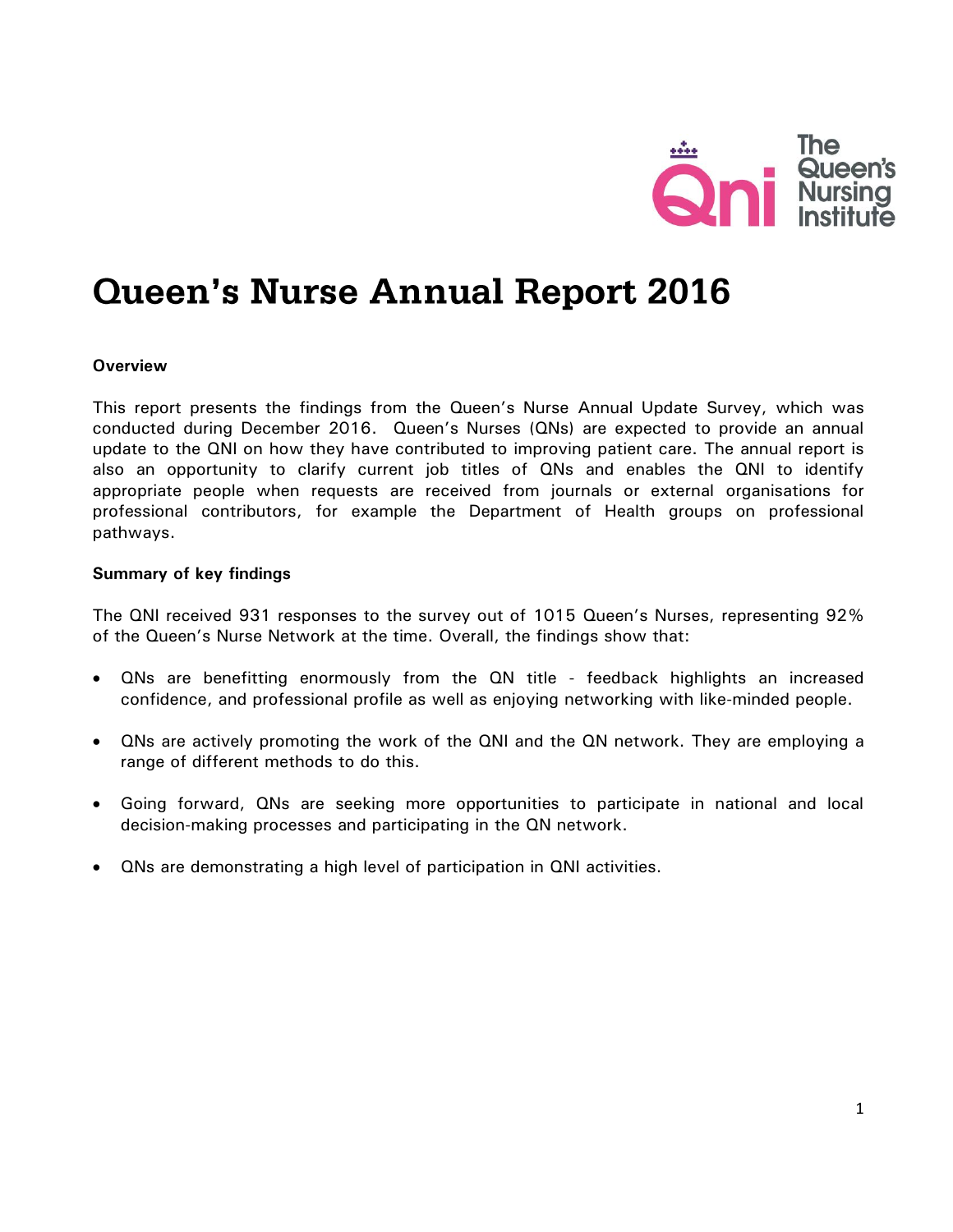The Queen's Nursing Institute

# Queen's Nurse Annual Report 2016

**Overview**

This report presents the findings from the Queen's Nurse Annual Update Survey, which was conducted during December 2016. Queen's Nurses (QNs) are expected to provide an annual update to the QNI on how they have contributed to improving patient care. The annual report is also an opportunity to clarify current job titles of QNs and enables the QNI to identify appropriate people when requests are received from journals or external organisations for professional contributors, for example the Department of Health groups on professional pathways.

**Summary of key findings**

The QNI received 931 responses to the survey out of 1015 Queen's Nurses, representing 92% of the Queen's Nurse Network at the time. Overall, the findings show that:

- QNs are benefitting enormously from the QN title - feedback highlights an increased confidence, and professional profile as well as enjoying networking with like-minded people.
- QNs are actively promoting the work of the QNI and the QN network. They are employing a range of different methods to do this.
- Going forward, QNs are seeking more opportunities to participate in national and local decision-making processes and participating in the QN network.
- QNs are demonstrating a high level of participation in QNI activities.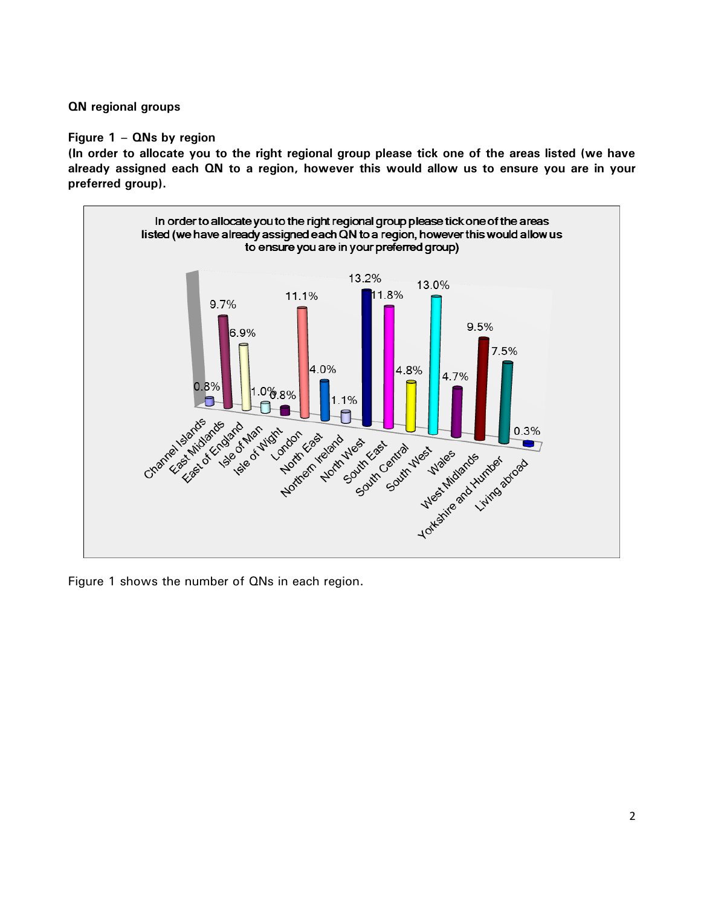**QN regional groups**

**Figure 1 – QNs by region**

**(In order to allocate you to the right regional group please tick one of the areas listed (we have already assigned each QN to a region, however this would allow us to ensure you are in your preferred group).**

| Region | % |
|---|---|
| Channel Islands | 0.8% |
| East Midlands | 9.7% |
| East of England | 6.9% |
| Isle of Man | 1.0% |
| Isle of Wight | 0.8% |
| London | 11.1% |
| North East | 4.0% |
| Northern Ireland | 1.1% |
| North West | 13.2% |
| South East | 11.8% |
| South Central | 4.8% |
| South West | 13.0% |
| Wales | 4.7% |
| West Midlands | 9.5% |
| Yorkshire and Humber | 7.5% |
| Living abroad | 0.3% |

Figure 1 shows the number of QNs in each region.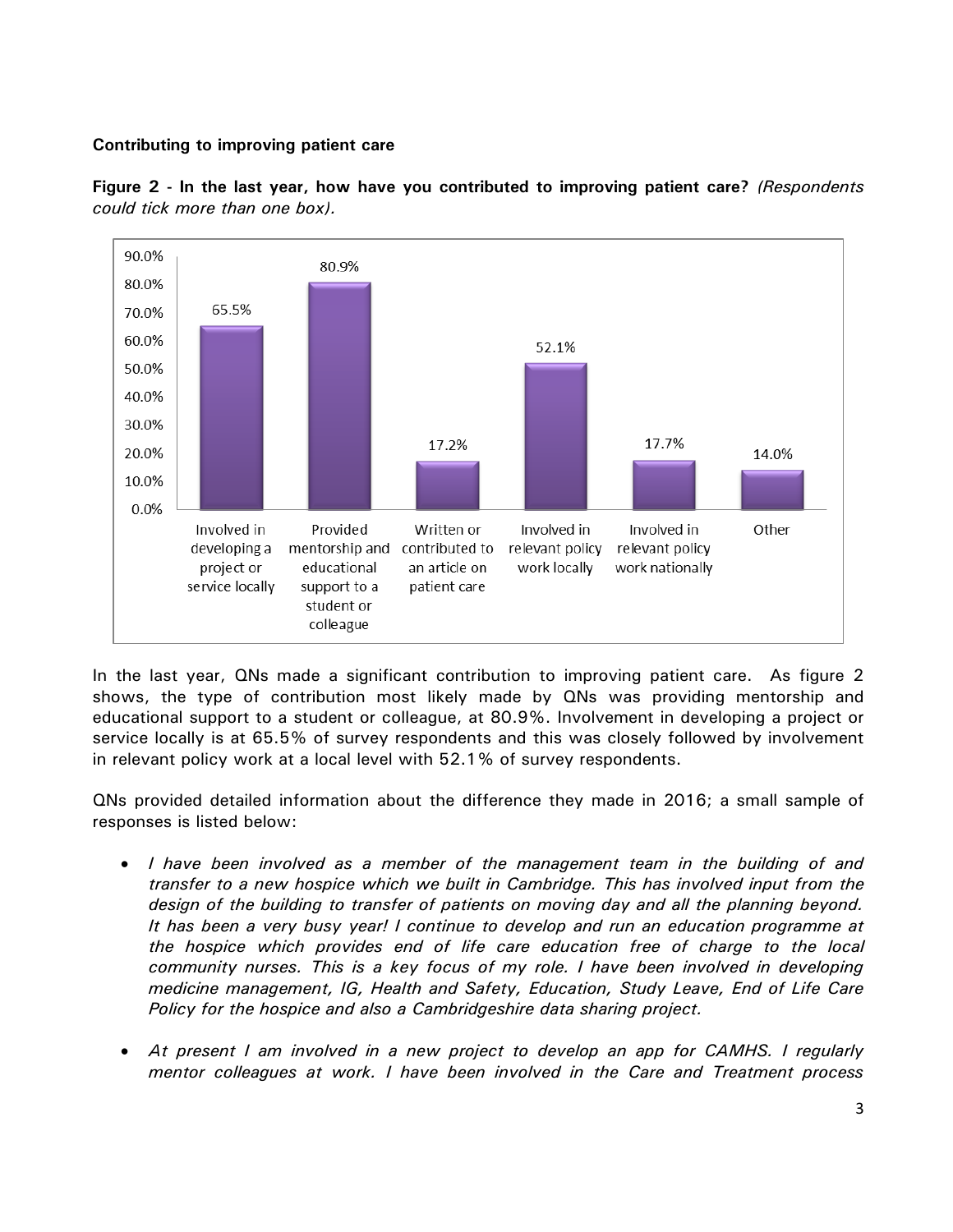**Contributing to improving patient care**

**Figure 2 - In the last year, how have you contributed to improving patient care?** *(Respondents could tick more than one box).*

| Response | Percentage |
| --- | --- |
| Involved in developing a project or service locally | 65.5% |
| Provided mentorship and educational support to a student or colleague | 80.9% |
| Written or contributed to an article on patient care | 17.2% |
| Involved in relevant policy work locally | 52.1% |
| Involved in relevant policy work nationally | 17.7% |
| Other | 14.0% |

In the last year, QNs made a significant contribution to improving patient care. As figure 2 shows, the type of contribution most likely made by QNs was providing mentorship and educational support to a student or colleague, at 80.9%. Involvement in developing a project or service locally is at 65.5% of survey respondents and this was closely followed by involvement in relevant policy work at a local level with 52.1% of survey respondents.

QNs provided detailed information about the difference they made in 2016; a small sample of responses is listed below:

- *I have been involved as a member of the management team in the building of and transfer to a new hospice which we built in Cambridge. This has involved input from the design of the building to transfer of patients on moving day and all the planning beyond. It has been a very busy year! I continue to develop and run an education programme at the hospice which provides end of life care education free of charge to the local community nurses. This is a key focus of my role. I have been involved in developing medicine management, IG, Health and Safety, Education, Study Leave, End of Life Care Policy for the hospice and also a Cambridgeshire data sharing project.*
- *At present I am involved in a new project to develop an app for CAMHS. I regularly mentor colleagues at work. I have been involved in the Care and Treatment process*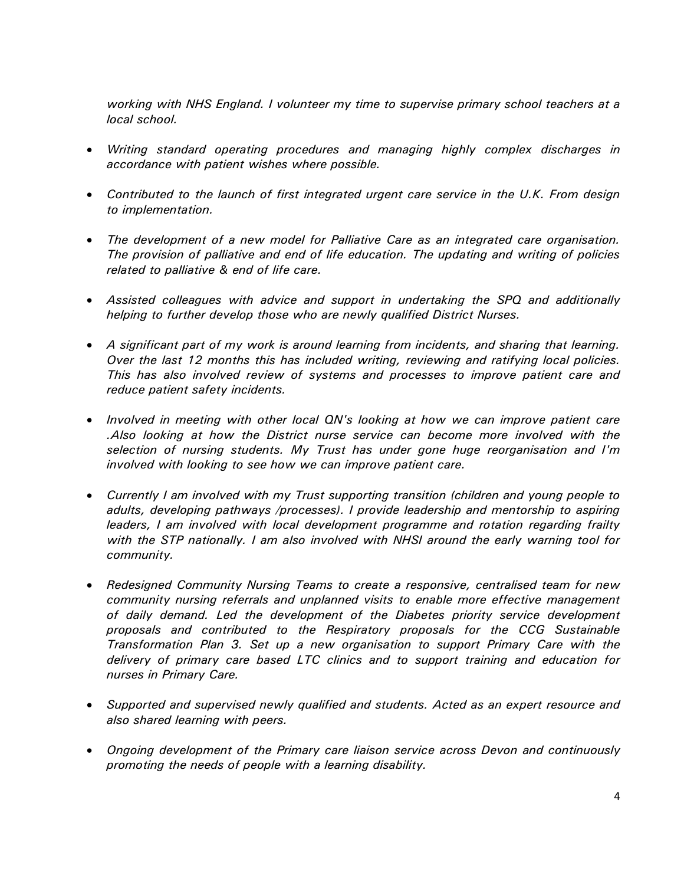*working with NHS England. I volunteer my time to supervise primary school teachers at a local school.*

- *Writing standard operating procedures and managing highly complex discharges in accordance with patient wishes where possible.*

- *Contributed to the launch of first integrated urgent care service in the U.K. From design to implementation.*

- *The development of a new model for Palliative Care as an integrated care organisation. The provision of palliative and end of life education. The updating and writing of policies related to palliative & end of life care.*

- *Assisted colleagues with advice and support in undertaking the SPQ and additionally helping to further develop those who are newly qualified District Nurses.*

- *A significant part of my work is around learning from incidents, and sharing that learning. Over the last 12 months this has included writing, reviewing and ratifying local policies. This has also involved review of systems and processes to improve patient care and reduce patient safety incidents.*

- *Involved in meeting with other local QN's looking at how we can improve patient care .Also looking at how the District nurse service can become more involved with the selection of nursing students. My Trust has under gone huge reorganisation and I'm involved with looking to see how we can improve patient care.*

- *Currently I am involved with my Trust supporting transition (children and young people to adults, developing pathways /processes). I provide leadership and mentorship to aspiring leaders, I am involved with local development programme and rotation regarding frailty with the STP nationally. I am also involved with NHSI around the early warning tool for community.*

- *Redesigned Community Nursing Teams to create a responsive, centralised team for new community nursing referrals and unplanned visits to enable more effective management of daily demand. Led the development of the Diabetes priority service development proposals and contributed to the Respiratory proposals for the CCG Sustainable Transformation Plan 3. Set up a new organisation to support Primary Care with the delivery of primary care based LTC clinics and to support training and education for nurses in Primary Care.*

- *Supported and supervised newly qualified and students. Acted as an expert resource and also shared learning with peers.*

- *Ongoing development of the Primary care liaison service across Devon and continuously promoting the needs of people with a learning disability.*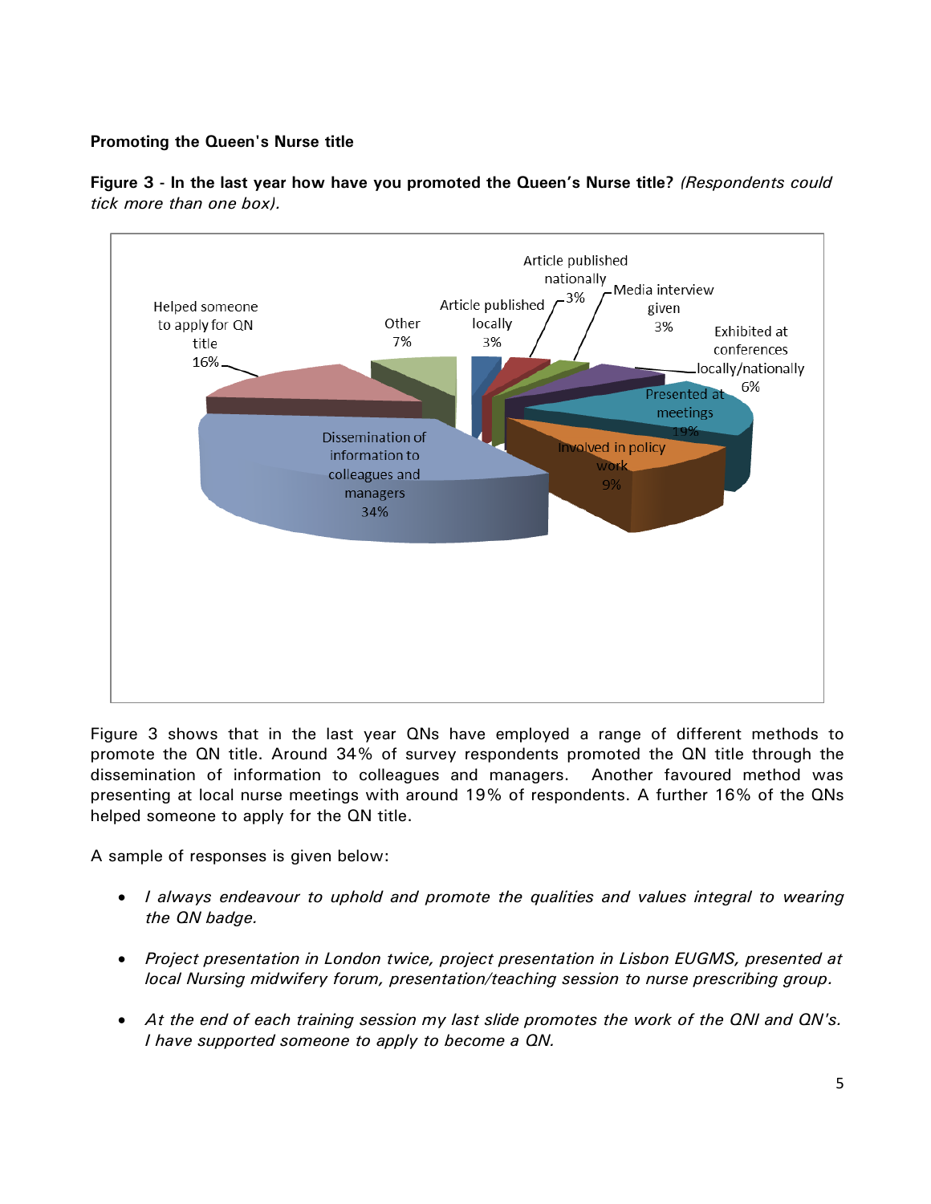**Promoting the Queen's Nurse title**

**Figure 3 - In the last year how have you promoted the Queen's Nurse title?** *(Respondents could tick more than one box).*

| Method | Percentage |
| --- | --- |
| Dissemination of information to colleagues and managers | 34% |
| Presented at meetings | 19% |
| Helped someone to apply for QN title | 16% |
| Involved in policy work | 9% |
| Other | 7% |
| Exhibited at conferences locally/nationally | 6% |
| Article published locally | 3% |
| Article published nationally | 3% |
| Media interview given | 3% |

Figure 3 shows that in the last year QNs have employed a range of different methods to promote the QN title. Around 34% of survey respondents promoted the QN title through the dissemination of information to colleagues and managers. Another favoured method was presenting at local nurse meetings with around 19% of respondents. A further 16% of the QNs helped someone to apply for the QN title.

A sample of responses is given below:

- *I always endeavour to uphold and promote the qualities and values integral to wearing the QN badge.*
- *Project presentation in London twice, project presentation in Lisbon EUGMS, presented at local Nursing midwifery forum, presentation/teaching session to nurse prescribing group.*
- *At the end of each training session my last slide promotes the work of the QNI and QN's. I have supported someone to apply to become a QN.*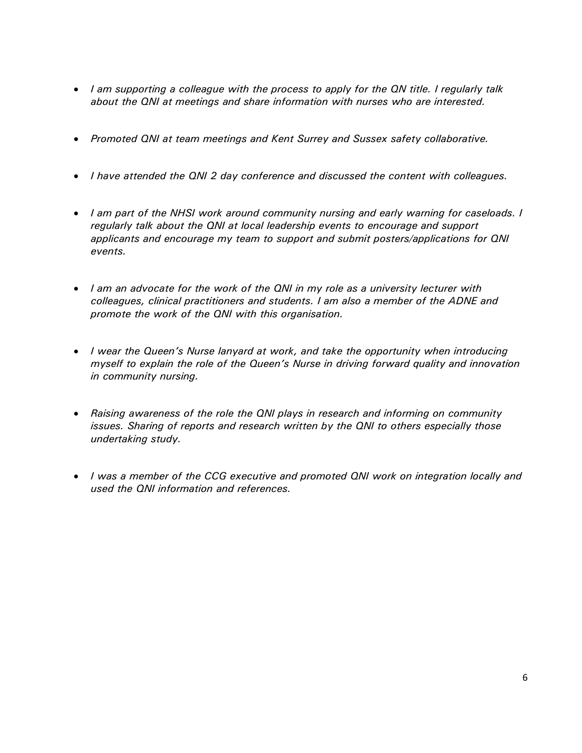- *I am supporting a colleague with the process to apply for the QN title. I regularly talk about the QNI at meetings and share information with nurses who are interested.*

- *Promoted QNI at team meetings and Kent Surrey and Sussex safety collaborative.*

- *I have attended the QNI 2 day conference and discussed the content with colleagues.*

- *I am part of the NHSI work around community nursing and early warning for caseloads. I regularly talk about the QNI at local leadership events to encourage and support applicants and encourage my team to support and submit posters/applications for QNI events.*

- *I am an advocate for the work of the QNI in my role as a university lecturer with colleagues, clinical practitioners and students. I am also a member of the ADNE and promote the work of the QNI with this organisation.*

- *I wear the Queen's Nurse lanyard at work, and take the opportunity when introducing myself to explain the role of the Queen's Nurse in driving forward quality and innovation in community nursing.*

- *Raising awareness of the role the QNI plays in research and informing on community issues. Sharing of reports and research written by the QNI to others especially those undertaking study.*

- *I was a member of the CCG executive and promoted QNI work on integration locally and used the QNI information and references.*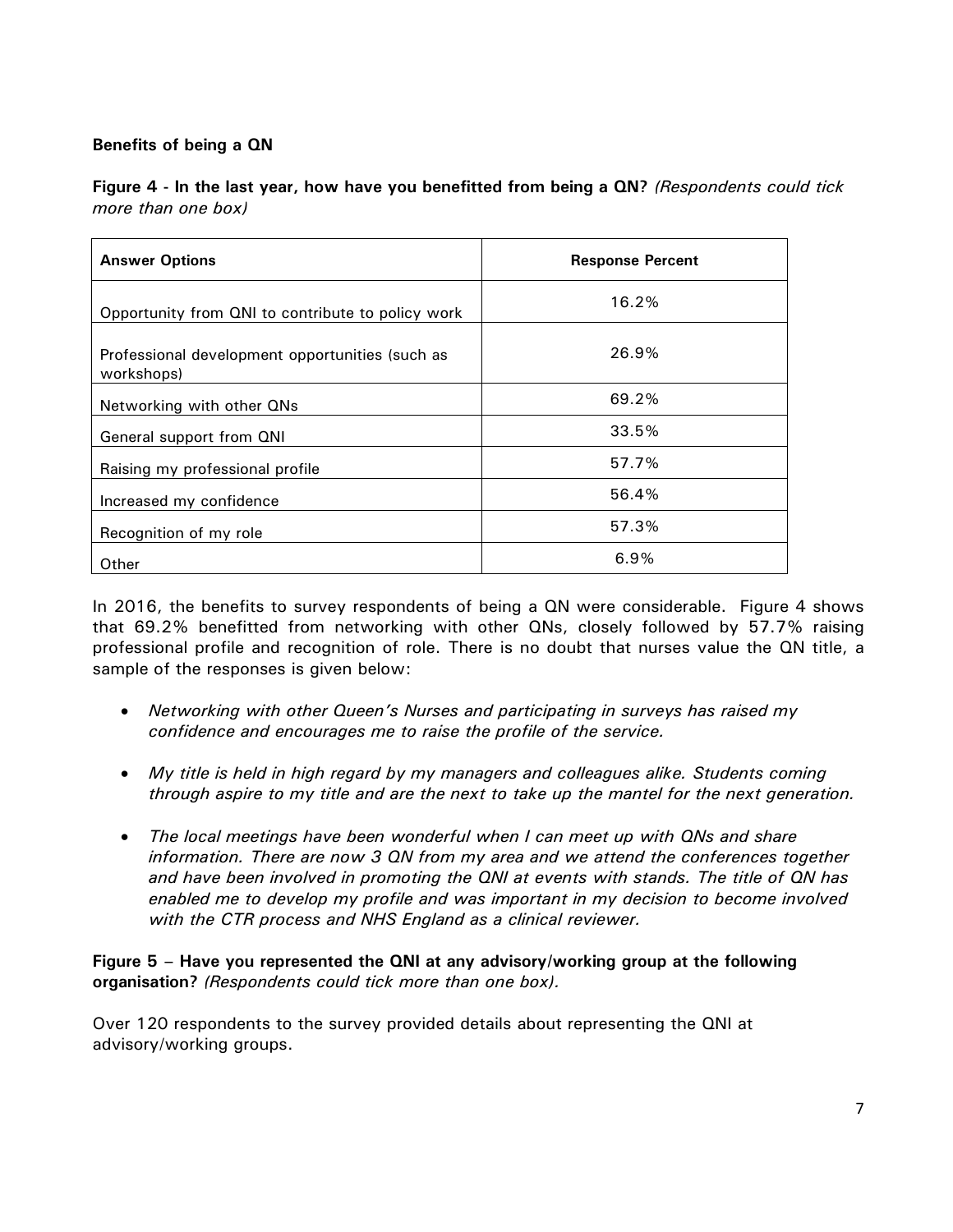**Benefits of being a QN**

**Figure 4 - In the last year, how have you benefitted from being a QN?** *(Respondents could tick more than one box)*

| **Answer Options** | **Response Percent** |
| --- | --- |
| Opportunity from QNI to contribute to policy work | 16.2% |
| Professional development opportunities (such as workshops) | 26.9% |
| Networking with other QNs | 69.2% |
| General support from QNI | 33.5% |
| Raising my professional profile | 57.7% |
| Increased my confidence | 56.4% |
| Recognition of my role | 57.3% |
| Other | 6.9% |

In 2016, the benefits to survey respondents of being a QN were considerable. Figure 4 shows that 69.2% benefitted from networking with other QNs, closely followed by 57.7% raising professional profile and recognition of role. There is no doubt that nurses value the QN title, a sample of the responses is given below:

- *Networking with other Queen's Nurses and participating in surveys has raised my confidence and encourages me to raise the profile of the service.*
- *My title is held in high regard by my managers and colleagues alike. Students coming through aspire to my title and are the next to take up the mantel for the next generation.*
- *The local meetings have been wonderful when I can meet up with QNs and share information. There are now 3 QN from my area and we attend the conferences together and have been involved in promoting the QNI at events with stands. The title of QN has enabled me to develop my profile and was important in my decision to become involved with the CTR process and NHS England as a clinical reviewer.*

**Figure 5 – Have you represented the QNI at any advisory/working group at the following organisation?** *(Respondents could tick more than one box).*

Over 120 respondents to the survey provided details about representing the QNI at advisory/working groups.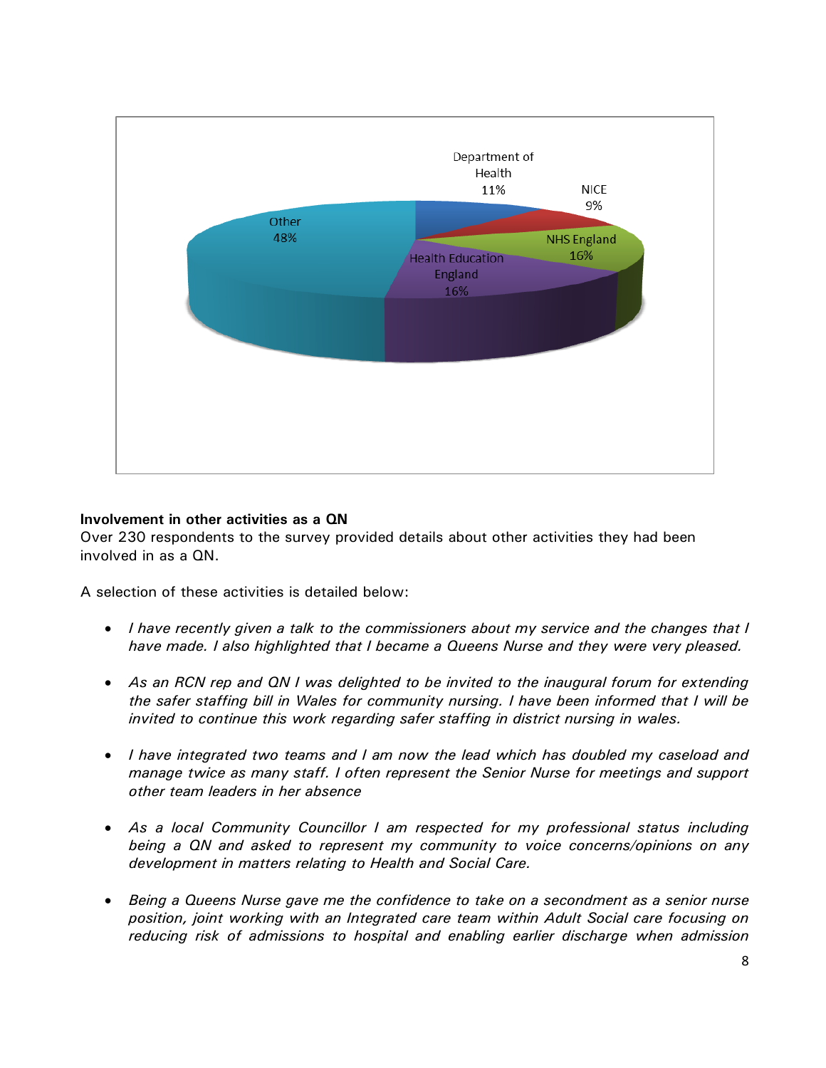| Category | Percentage |
|---|---|
| Department of Health | 11% |
| NICE | 9% |
| NHS England | 16% |
| Health Education England | 16% |
| Other | 48% |

**Involvement in other activities as a QN**

Over 230 respondents to the survey provided details about other activities they had been involved in as a QN.

A selection of these activities is detailed below:

- *I have recently given a talk to the commissioners about my service and the changes that I have made. I also highlighted that I became a Queens Nurse and they were very pleased.*

- *As an RCN rep and QN I was delighted to be invited to the inaugural forum for extending the safer staffing bill in Wales for community nursing. I have been informed that I will be invited to continue this work regarding safer staffing in district nursing in wales.*

- *I have integrated two teams and I am now the lead which has doubled my caseload and manage twice as many staff. I often represent the Senior Nurse for meetings and support other team leaders in her absence*

- *As a local Community Councillor I am respected for my professional status including being a QN and asked to represent my community to voice concerns/opinions on any development in matters relating to Health and Social Care.*

- *Being a Queens Nurse gave me the confidence to take on a secondment as a senior nurse position, joint working with an Integrated care team within Adult Social care focusing on reducing risk of admissions to hospital and enabling earlier discharge when admission*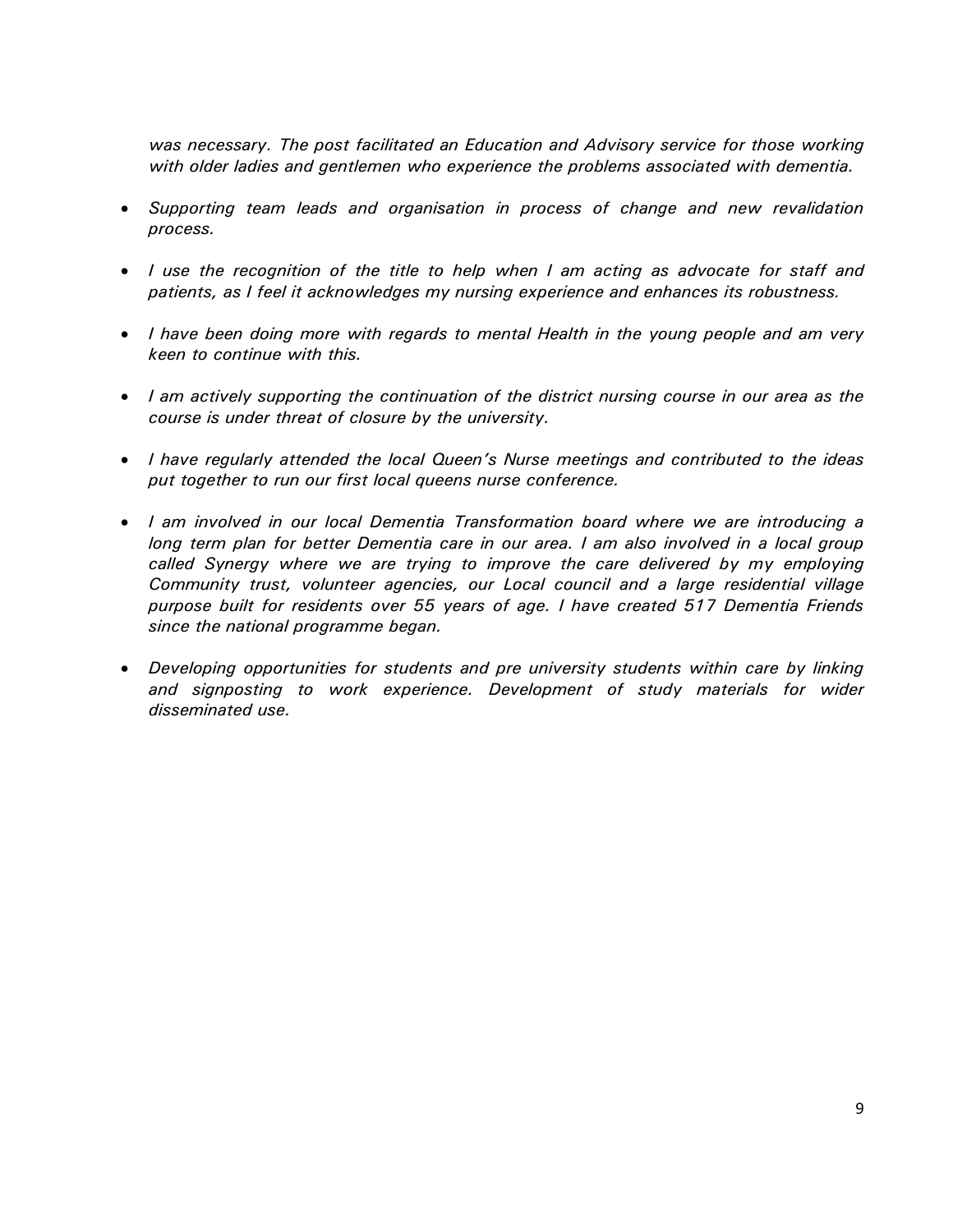*was necessary. The post facilitated an Education and Advisory service for those working with older ladies and gentlemen who experience the problems associated with dementia.*

- *Supporting team leads and organisation in process of change and new revalidation process.*

- *I use the recognition of the title to help when I am acting as advocate for staff and patients, as I feel it acknowledges my nursing experience and enhances its robustness.*

- *I have been doing more with regards to mental Health in the young people and am very keen to continue with this.*

- *I am actively supporting the continuation of the district nursing course in our area as the course is under threat of closure by the university.*

- *I have regularly attended the local Queen's Nurse meetings and contributed to the ideas put together to run our first local queens nurse conference.*

- *I am involved in our local Dementia Transformation board where we are introducing a long term plan for better Dementia care in our area. I am also involved in a local group called Synergy where we are trying to improve the care delivered by my employing Community trust, volunteer agencies, our Local council and a large residential village purpose built for residents over 55 years of age. I have created 517 Dementia Friends since the national programme began.*

- *Developing opportunities for students and pre university students within care by linking and signposting to work experience. Development of study materials for wider disseminated use.*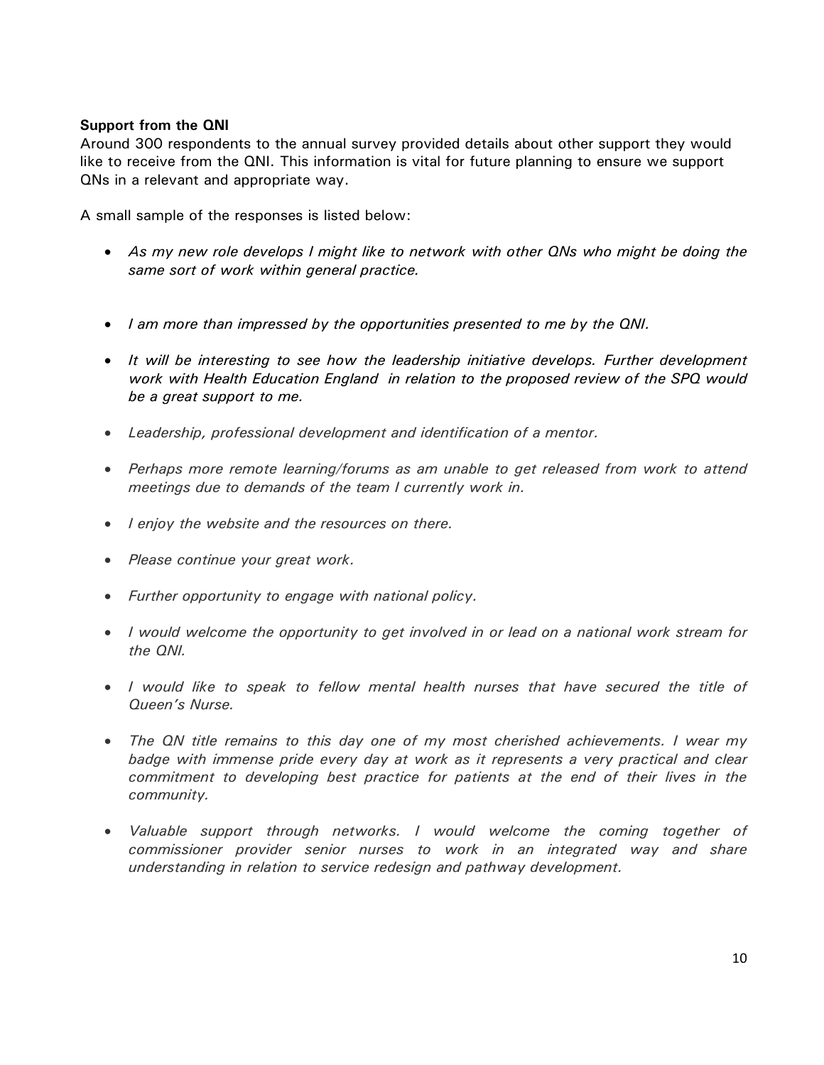**Support from the QNI**

Around 300 respondents to the annual survey provided details about other support they would like to receive from the QNI. This information is vital for future planning to ensure we support QNs in a relevant and appropriate way.

A small sample of the responses is listed below:

- *As my new role develops I might like to network with other QNs who might be doing the same sort of work within general practice.*
- *I am more than impressed by the opportunities presented to me by the QNI.*
- *It will be interesting to see how the leadership initiative develops. Further development work with Health Education England in relation to the proposed review of the SPQ would be a great support to me.*
- *Leadership, professional development and identification of a mentor.*
- *Perhaps more remote learning/forums as am unable to get released from work to attend meetings due to demands of the team I currently work in.*
- *I enjoy the website and the resources on there.*
- *Please continue your great work.*
- *Further opportunity to engage with national policy.*
- *I would welcome the opportunity to get involved in or lead on a national work stream for the QNI.*
- *I would like to speak to fellow mental health nurses that have secured the title of Queen's Nurse.*
- *The QN title remains to this day one of my most cherished achievements. I wear my badge with immense pride every day at work as it represents a very practical and clear commitment to developing best practice for patients at the end of their lives in the community.*
- *Valuable support through networks. I would welcome the coming together of commissioner provider senior nurses to work in an integrated way and share understanding in relation to service redesign and pathway development.*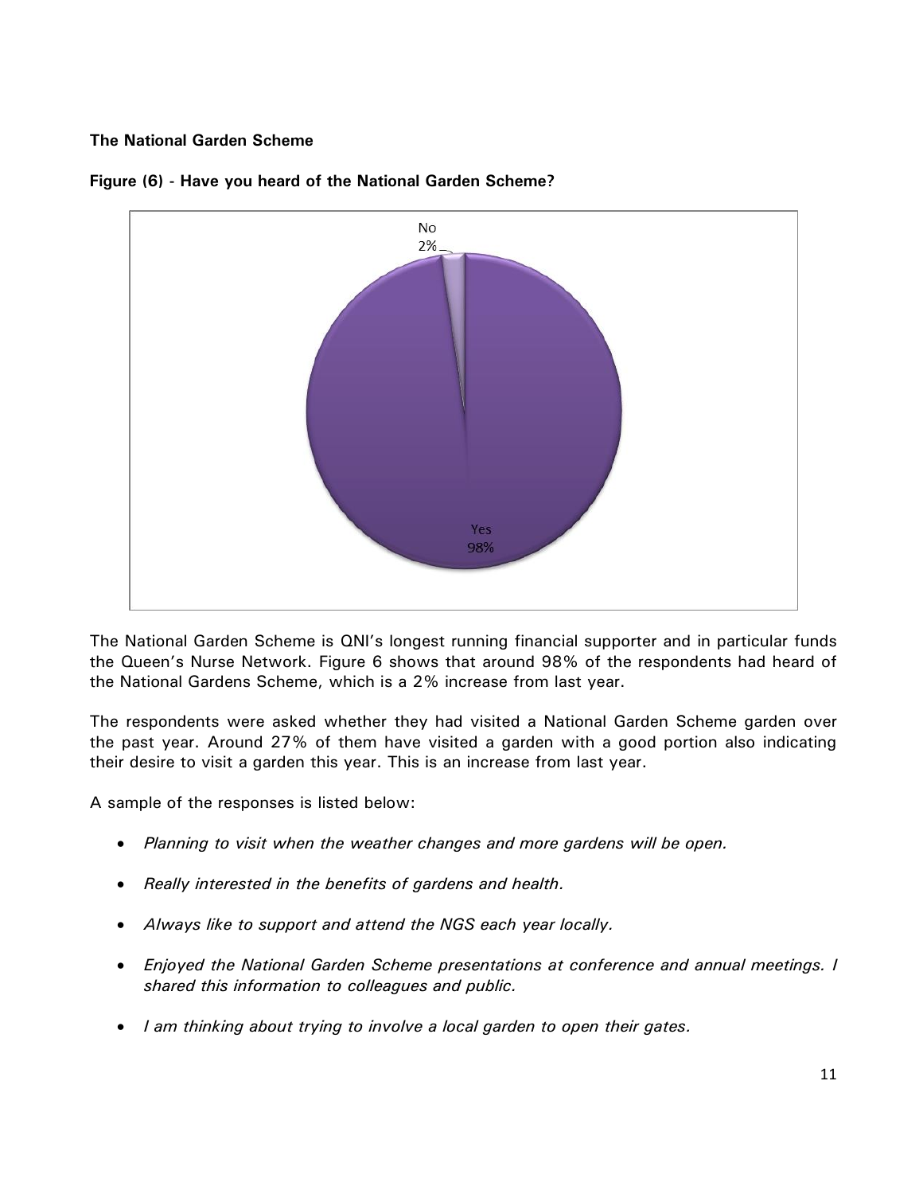**The National Garden Scheme**

**Figure (6) - Have you heard of the National Garden Scheme?**

No 2%

Yes 98%

The National Garden Scheme is QNI's longest running financial supporter and in particular funds the Queen's Nurse Network. Figure 6 shows that around 98% of the respondents had heard of the National Gardens Scheme, which is a 2% increase from last year.

The respondents were asked whether they had visited a National Garden Scheme garden over the past year. Around 27% of them have visited a garden with a good portion also indicating their desire to visit a garden this year. This is an increase from last year.

A sample of the responses is listed below:

- *Planning to visit when the weather changes and more gardens will be open.*
- *Really interested in the benefits of gardens and health.*
- *Always like to support and attend the NGS each year locally.*
- *Enjoyed the National Garden Scheme presentations at conference and annual meetings. I shared this information to colleagues and public.*
- *I am thinking about trying to involve a local garden to open their gates.*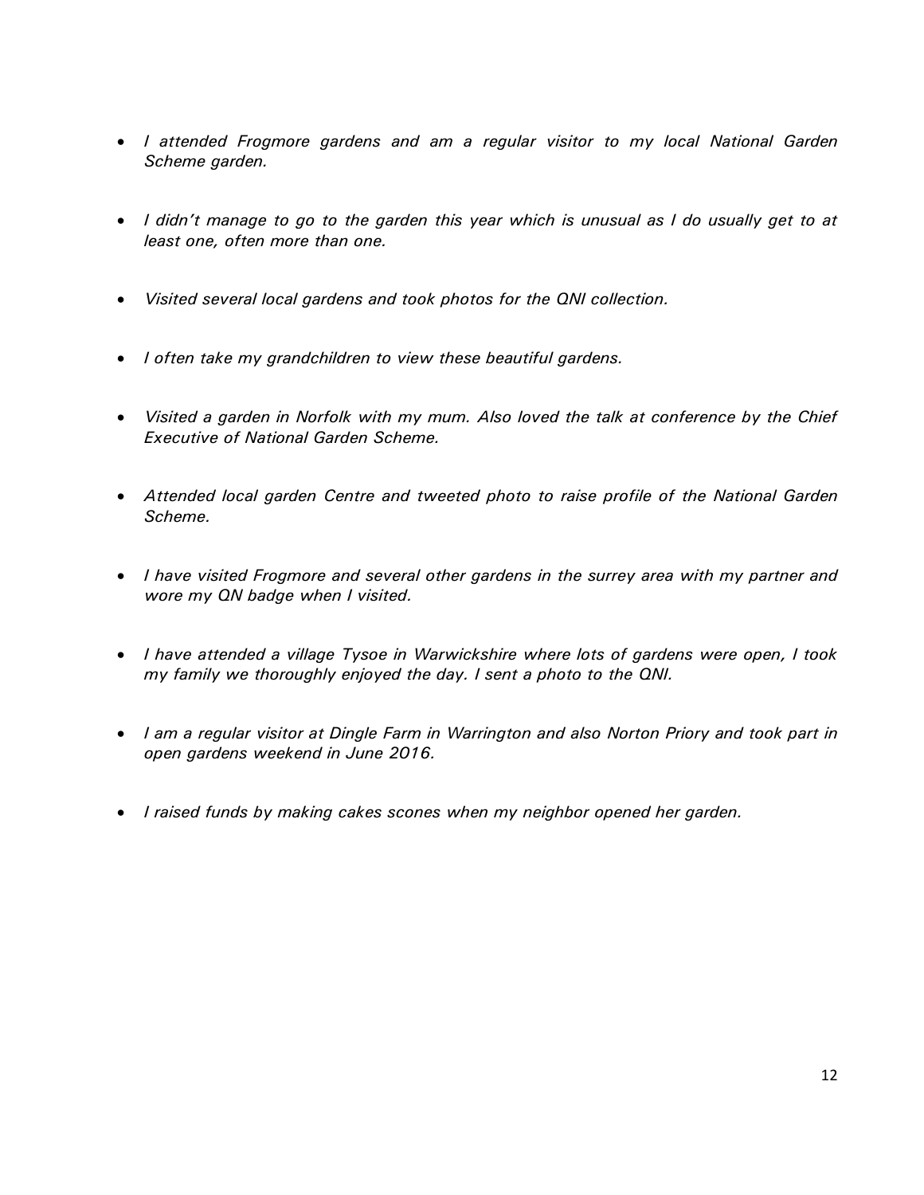- *I attended Frogmore gardens and am a regular visitor to my local National Garden Scheme garden.*

- *I didn't manage to go to the garden this year which is unusual as I do usually get to at least one, often more than one.*

- *Visited several local gardens and took photos for the QNI collection.*

- *I often take my grandchildren to view these beautiful gardens.*

- *Visited a garden in Norfolk with my mum. Also loved the talk at conference by the Chief Executive of National Garden Scheme.*

- *Attended local garden Centre and tweeted photo to raise profile of the National Garden Scheme.*

- *I have visited Frogmore and several other gardens in the surrey area with my partner and wore my QN badge when I visited.*

- *I have attended a village Tysoe in Warwickshire where lots of gardens were open, I took my family we thoroughly enjoyed the day. I sent a photo to the QNI.*

- *I am a regular visitor at Dingle Farm in Warrington and also Norton Priory and took part in open gardens weekend in June 2016.*

- *I raised funds by making cakes scones when my neighbor opened her garden.*